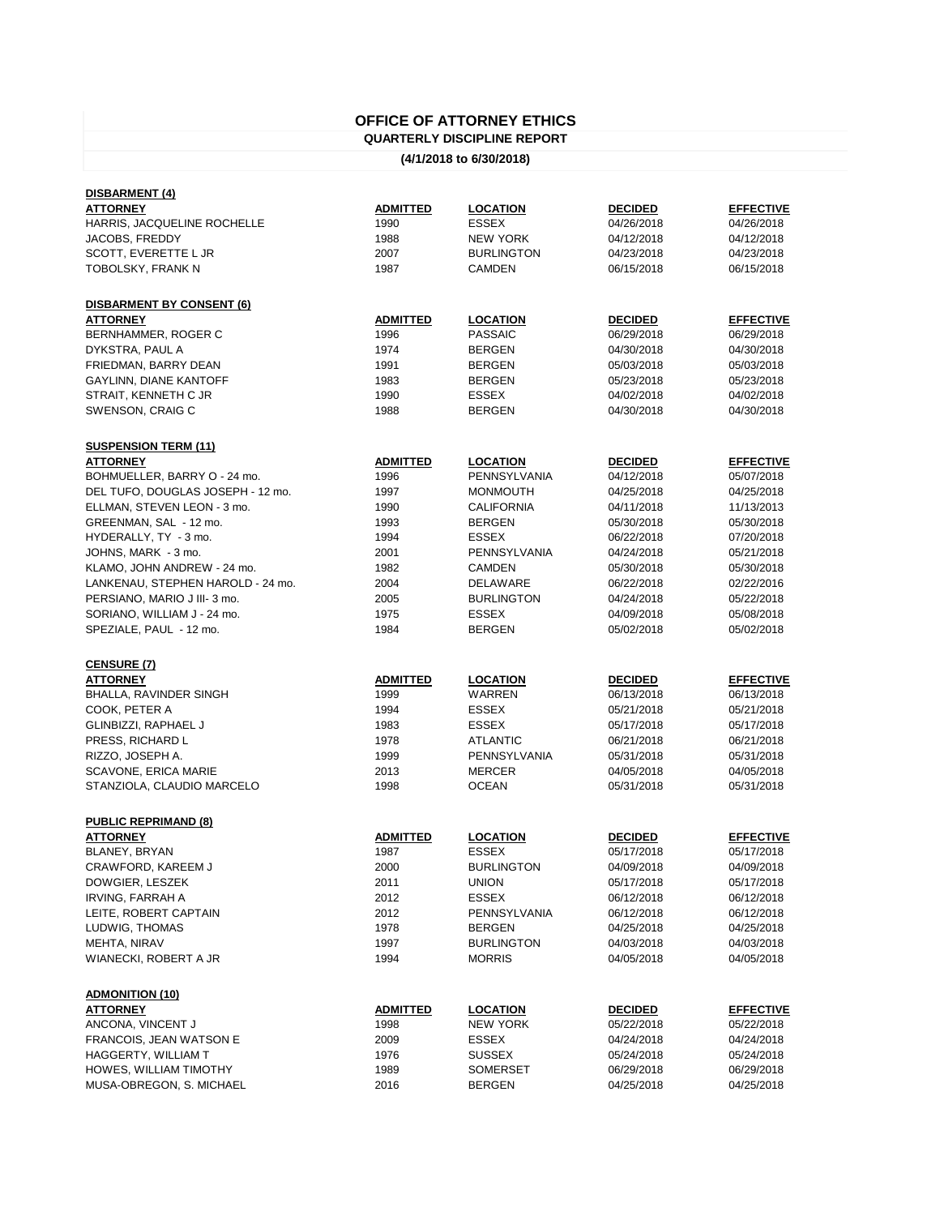# OFFICE OF ATTORNEY ETHICS

## QUARTERLY DISCIPLINE REPORT

**(4/1/2018 to 6/30/2018)**

**DISBARMENT (4)**

| ATTORNEY | ADMITTED | LOCATION | DECIDED | EFFECTIVE |
|---|---|---|---|---|
| HARRIS, JACQUELINE ROCHELLE | 1990 | ESSEX | 04/26/2018 | 04/26/2018 |
| JACOBS, FREDDY | 1988 | NEW YORK | 04/12/2018 | 04/12/2018 |
| SCOTT, EVERETTE L JR | 2007 | BURLINGTON | 04/23/2018 | 04/23/2018 |
| TOBOLSKY, FRANK N | 1987 | CAMDEN | 06/15/2018 | 06/15/2018 |

**DISBARMENT BY CONSENT (6)**

| ATTORNEY | ADMITTED | LOCATION | DECIDED | EFFECTIVE |
|---|---|---|---|---|
| BERNHAMMER, ROGER C | 1996 | PASSAIC | 06/29/2018 | 06/29/2018 |
| DYKSTRA, PAUL A | 1974 | BERGEN | 04/30/2018 | 04/30/2018 |
| FRIEDMAN, BARRY DEAN | 1991 | BERGEN | 05/03/2018 | 05/03/2018 |
| GAYLINN, DIANE KANTOFF | 1983 | BERGEN | 05/23/2018 | 05/23/2018 |
| STRAIT, KENNETH C JR | 1990 | ESSEX | 04/02/2018 | 04/02/2018 |
| SWENSON, CRAIG C | 1988 | BERGEN | 04/30/2018 | 04/30/2018 |

**SUSPENSION TERM (11)**

| ATTORNEY | ADMITTED | LOCATION | DECIDED | EFFECTIVE |
|---|---|---|---|---|
| BOHMUELLER, BARRY O - 24 mo. | 1996 | PENNSYLVANIA | 04/12/2018 | 05/07/2018 |
| DEL TUFO, DOUGLAS JOSEPH - 12 mo. | 1997 | MONMOUTH | 04/25/2018 | 04/25/2018 |
| ELLMAN, STEVEN LEON - 3 mo. | 1990 | CALIFORNIA | 04/11/2018 | 11/13/2013 |
| GREENMAN, SAL - 12 mo. | 1993 | BERGEN | 05/30/2018 | 05/30/2018 |
| HYDERALLY, TY - 3 mo. | 1994 | ESSEX | 06/22/2018 | 07/20/2018 |
| JOHNS, MARK - 3 mo. | 2001 | PENNSYLVANIA | 04/24/2018 | 05/21/2018 |
| KLAMO, JOHN ANDREW - 24 mo. | 1982 | CAMDEN | 05/30/2018 | 05/30/2018 |
| LANKENAU, STEPHEN HAROLD - 24 mo. | 2004 | DELAWARE | 06/22/2018 | 02/22/2016 |
| PERSIANO, MARIO J III- 3 mo. | 2005 | BURLINGTON | 04/24/2018 | 05/22/2018 |
| SORIANO, WILLIAM J - 24 mo. | 1975 | ESSEX | 04/09/2018 | 05/08/2018 |
| SPEZIALE, PAUL - 12 mo. | 1984 | BERGEN | 05/02/2018 | 05/02/2018 |

**CENSURE (7)**

| ATTORNEY | ADMITTED | LOCATION | DECIDED | EFFECTIVE |
|---|---|---|---|---|
| BHALLA, RAVINDER SINGH | 1999 | WARREN | 06/13/2018 | 06/13/2018 |
| COOK, PETER A | 1994 | ESSEX | 05/21/2018 | 05/21/2018 |
| GLINBIZZI, RAPHAEL J | 1983 | ESSEX | 05/17/2018 | 05/17/2018 |
| PRESS, RICHARD L | 1978 | ATLANTIC | 06/21/2018 | 06/21/2018 |
| RIZZO, JOSEPH A. | 1999 | PENNSYLVANIA | 05/31/2018 | 05/31/2018 |
| SCAVONE, ERICA MARIE | 2013 | MERCER | 04/05/2018 | 04/05/2018 |
| STANZIOLA, CLAUDIO MARCELO | 1998 | OCEAN | 05/31/2018 | 05/31/2018 |

**PUBLIC REPRIMAND (8)**

| ATTORNEY | ADMITTED | LOCATION | DECIDED | EFFECTIVE |
|---|---|---|---|---|
| BLANEY, BRYAN | 1987 | ESSEX | 05/17/2018 | 05/17/2018 |
| CRAWFORD, KAREEM J | 2000 | BURLINGTON | 04/09/2018 | 04/09/2018 |
| DOWGIER, LESZEK | 2011 | UNION | 05/17/2018 | 05/17/2018 |
| IRVING, FARRAH A | 2012 | ESSEX | 06/12/2018 | 06/12/2018 |
| LEITE, ROBERT CAPTAIN | 2012 | PENNSYLVANIA | 06/12/2018 | 06/12/2018 |
| LUDWIG, THOMAS | 1978 | BERGEN | 04/25/2018 | 04/25/2018 |
| MEHTA, NIRAV | 1997 | BURLINGTON | 04/03/2018 | 04/03/2018 |
| WIANECKI, ROBERT A JR | 1994 | MORRIS | 04/05/2018 | 04/05/2018 |

**ADMONITION (10)**

| ATTORNEY | ADMITTED | LOCATION | DECIDED | EFFECTIVE |
|---|---|---|---|---|
| ANCONA, VINCENT J | 1998 | NEW YORK | 05/22/2018 | 05/22/2018 |
| FRANCOIS, JEAN WATSON E | 2009 | ESSEX | 04/24/2018 | 04/24/2018 |
| HAGGERTY, WILLIAM T | 1976 | SUSSEX | 05/24/2018 | 05/24/2018 |
| HOWES, WILLIAM TIMOTHY | 1989 | SOMERSET | 06/29/2018 | 06/29/2018 |
| MUSA-OBREGON, S. MICHAEL | 2016 | BERGEN | 04/25/2018 | 04/25/2018 |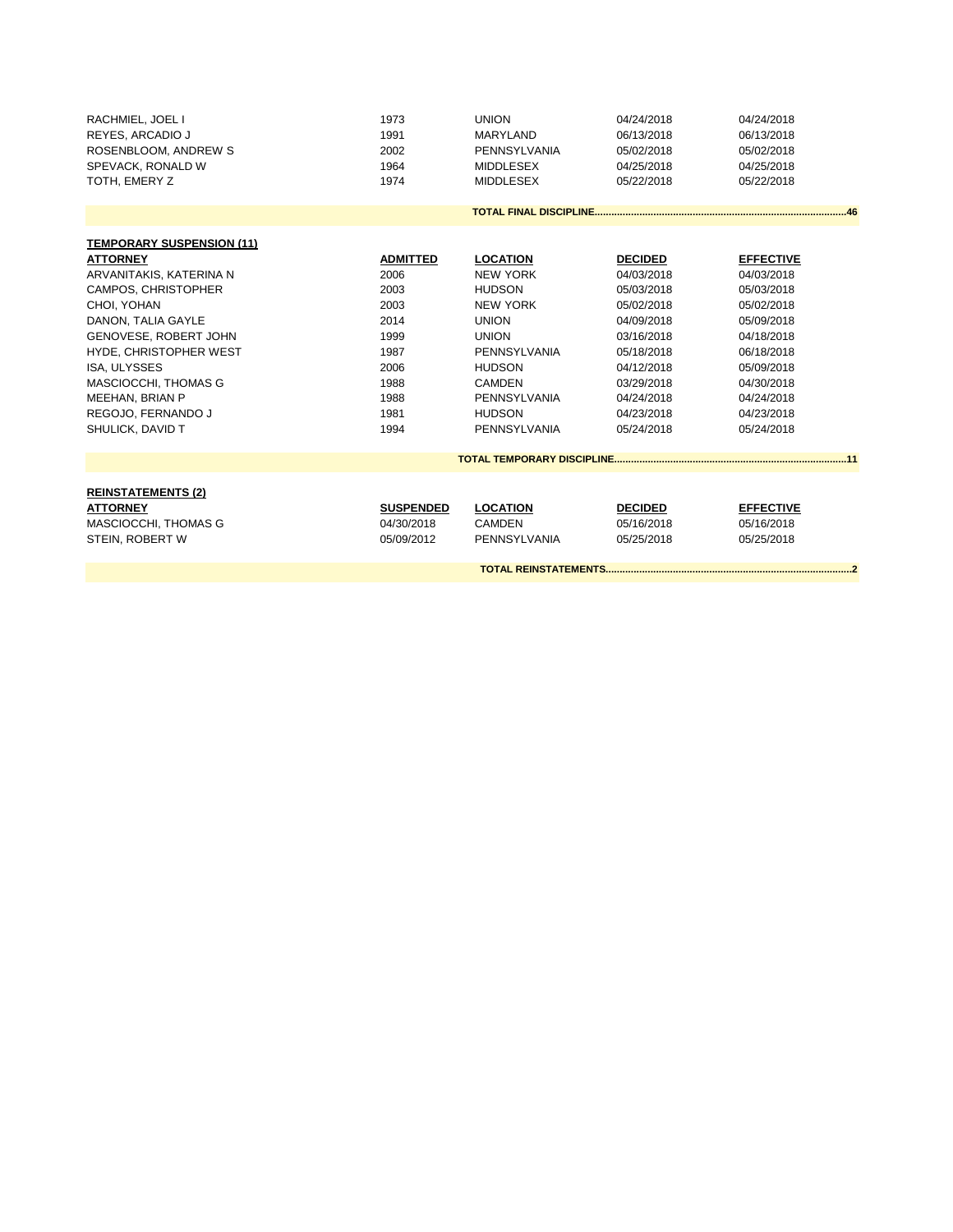| | | | | |
|---|---|---|---|---|
| RACHMIEL, JOEL I | 1973 | UNION | 04/24/2018 | 04/24/2018 |
| REYES, ARCADIO J | 1991 | MARYLAND | 06/13/2018 | 06/13/2018 |
| ROSENBLOOM, ANDREW S | 2002 | PENNSYLVANIA | 05/02/2018 | 05/02/2018 |
| SPEVACK, RONALD W | 1964 | MIDDLESEX | 04/25/2018 | 04/25/2018 |
| TOTH, EMERY Z | 1974 | MIDDLESEX | 05/22/2018 | 05/22/2018 |

**TOTAL FINAL DISCIPLINE.......................................................................................46**

**TEMPORARY SUSPENSION (11)**

| ATTORNEY | ADMITTED | LOCATION | DECIDED | EFFECTIVE |
|---|---|---|---|---|
| ARVANITAKIS, KATERINA N | 2006 | NEW YORK | 04/03/2018 | 04/03/2018 |
| CAMPOS, CHRISTOPHER | 2003 | HUDSON | 05/03/2018 | 05/03/2018 |
| CHOI, YOHAN | 2003 | NEW YORK | 05/02/2018 | 05/02/2018 |
| DANON, TALIA GAYLE | 2014 | UNION | 04/09/2018 | 05/09/2018 |
| GENOVESE, ROBERT JOHN | 1999 | UNION | 03/16/2018 | 04/18/2018 |
| HYDE, CHRISTOPHER WEST | 1987 | PENNSYLVANIA | 05/18/2018 | 06/18/2018 |
| ISA, ULYSSES | 2006 | HUDSON | 04/12/2018 | 05/09/2018 |
| MASCIOCCHI, THOMAS G | 1988 | CAMDEN | 03/29/2018 | 04/30/2018 |
| MEEHAN, BRIAN P | 1988 | PENNSYLVANIA | 04/24/2018 | 04/24/2018 |
| REGOJO, FERNANDO J | 1981 | HUDSON | 04/23/2018 | 04/23/2018 |
| SHULICK, DAVID T | 1994 | PENNSYLVANIA | 05/24/2018 | 05/24/2018 |

**TOTAL TEMPORARY DISCIPLINE...............................................................................11**

**REINSTATEMENTS (2)**

| ATTORNEY | SUSPENDED | LOCATION | DECIDED | EFFECTIVE |
|---|---|---|---|---|
| MASCIOCCHI, THOMAS G | 04/30/2018 | CAMDEN | 05/16/2018 | 05/16/2018 |
| STEIN, ROBERT W | 05/09/2012 | PENNSYLVANIA | 05/25/2018 | 05/25/2018 |

**TOTAL REINSTATEMENTS.......................................................................................2**